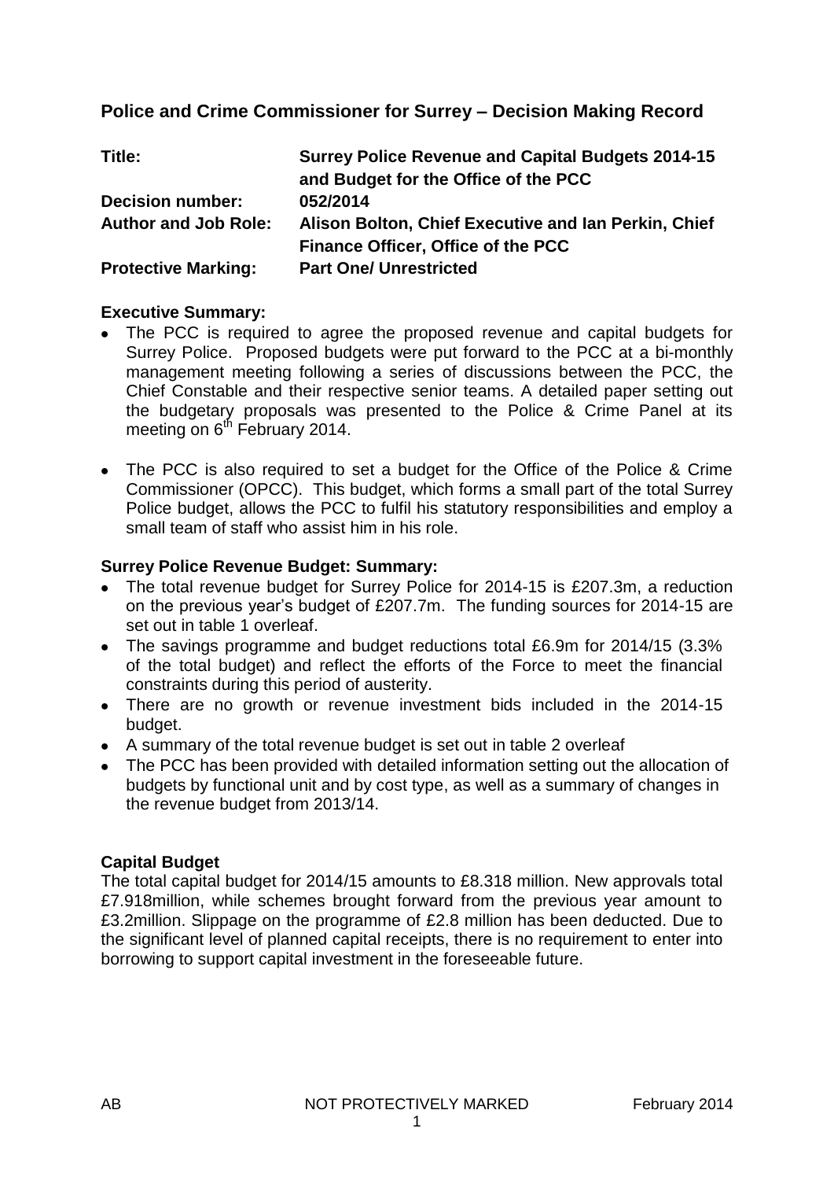## Police and Crime Commissioner for Surrey – Decision Making Record

| | |
|---|---|
| **Title:** | **Surrey Police Revenue and Capital Budgets 2014-15 and Budget for the Office of the PCC** |
| **Decision number:** | **052/2014** |
| **Author and Job Role:** | **Alison Bolton, Chief Executive and Ian Perkin, Chief Finance Officer, Office of the PCC** |
| **Protective Marking:** | **Part One/ Unrestricted** |

**Executive Summary:**

- The PCC is required to agree the proposed revenue and capital budgets for Surrey Police. Proposed budgets were put forward to the PCC at a bi-monthly management meeting following a series of discussions between the PCC, the Chief Constable and their respective senior teams. A detailed paper setting out the budgetary proposals was presented to the Police & Crime Panel at its meeting on 6th February 2014.

- The PCC is also required to set a budget for the Office of the Police & Crime Commissioner (OPCC). This budget, which forms a small part of the total Surrey Police budget, allows the PCC to fulfil his statutory responsibilities and employ a small team of staff who assist him in his role.

**Surrey Police Revenue Budget: Summary:**

- The total revenue budget for Surrey Police for 2014-15 is £207.3m, a reduction on the previous year's budget of £207.7m. The funding sources for 2014-15 are set out in table 1 overleaf.
- The savings programme and budget reductions total £6.9m for 2014/15 (3.3% of the total budget) and reflect the efforts of the Force to meet the financial constraints during this period of austerity.
- There are no growth or revenue investment bids included in the 2014-15 budget.
- A summary of the total revenue budget is set out in table 2 overleaf
- The PCC has been provided with detailed information setting out the allocation of budgets by functional unit and by cost type, as well as a summary of changes in the revenue budget from 2013/14.

**Capital Budget**

The total capital budget for 2014/15 amounts to £8.318 million. New approvals total £7.918million, while schemes brought forward from the previous year amount to £3.2million. Slippage on the programme of £2.8 million has been deducted. Due to the significant level of planned capital receipts, there is no requirement to enter into borrowing to support capital investment in the foreseeable future.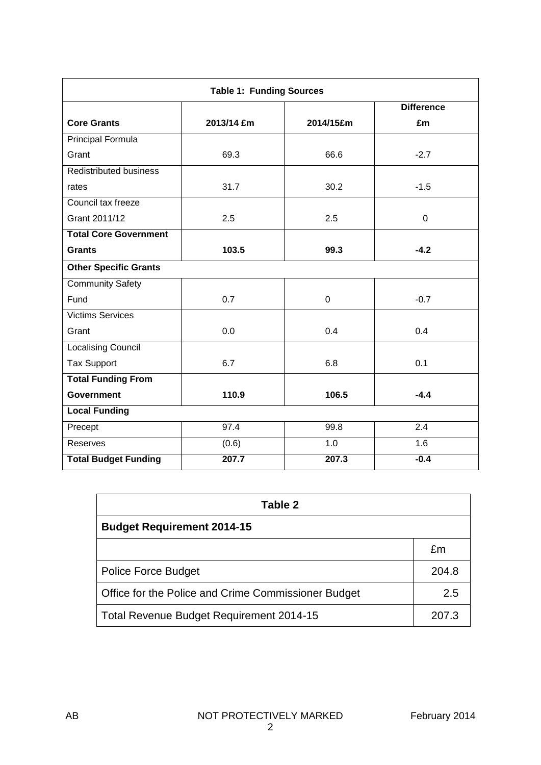| Table 1: Funding Sources | | | |
|---|---|---|---|
| **Core Grants** | **2013/14 £m** | **2014/15£m** | **Difference £m** |
| Principal Formula Grant | 69.3 | 66.6 | -2.7 |
| Redistributed business rates | 31.7 | 30.2 | -1.5 |
| Council tax freeze Grant 2011/12 | 2.5 | 2.5 | 0 |
| **Total Core Government Grants** | **103.5** | **99.3** | **-4.2** |
| **Other Specific Grants** | | | |
| Community Safety Fund | 0.7 | 0 | -0.7 |
| Victims Services Grant | 0.0 | 0.4 | 0.4 |
| Localising Council Tax Support | 6.7 | 6.8 | 0.1 |
| **Total Funding From Government** | **110.9** | **106.5** | **-4.4** |
| **Local Funding** | | | |
| Precept | 97.4 | 99.8 | 2.4 |
| Reserves | (0.6) | 1.0 | 1.6 |
| **Total Budget Funding** | **207.7** | **207.3** | **-0.4** |

| Table 2 | |
|---|---|
| **Budget Requirement 2014-15** | |
| | £m |
| Police Force Budget | 204.8 |
| Office for the Police and Crime Commissioner Budget | 2.5 |
| Total Revenue Budget Requirement 2014-15 | 207.3 |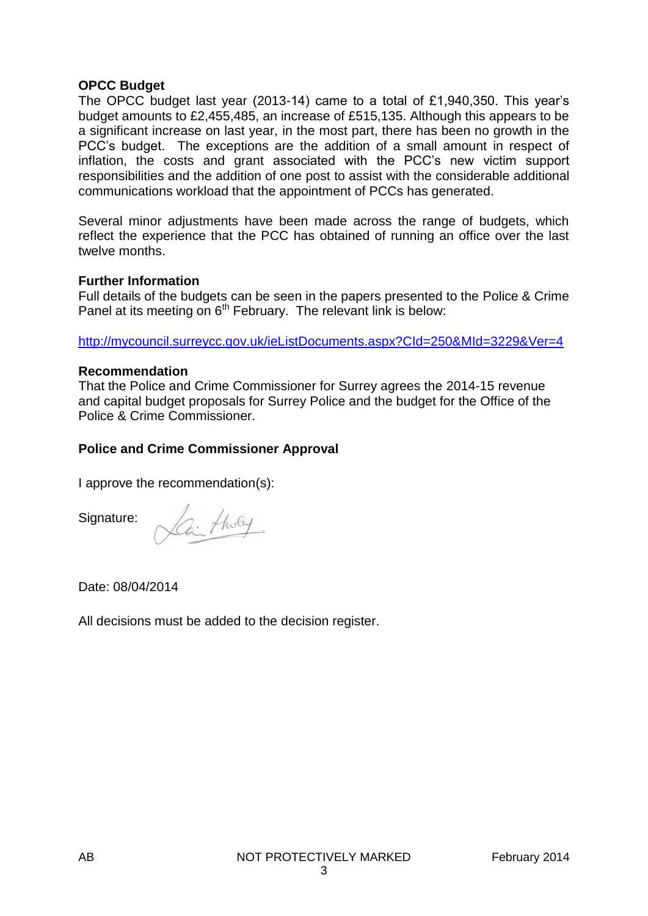**OPCC Budget**

The OPCC budget last year (2013-14) came to a total of £1,940,350. This year's budget amounts to £2,455,485, an increase of £515,135. Although this appears to be a significant increase on last year, in the most part, there has been no growth in the PCC's budget. The exceptions are the addition of a small amount in respect of inflation, the costs and grant associated with the PCC's new victim support responsibilities and the addition of one post to assist with the considerable additional communications workload that the appointment of PCCs has generated.

Several minor adjustments have been made across the range of budgets, which reflect the experience that the PCC has obtained of running an office over the last twelve months.

**Further Information**

Full details of the budgets can be seen in the papers presented to the Police & Crime Panel at its meeting on 6th February. The relevant link is below:

http://mycouncil.surreycc.gov.uk/ieListDocuments.aspx?CId=250&MId=3229&Ver=4

**Recommendation**

That the Police and Crime Commissioner for Surrey agrees the 2014-15 revenue and capital budget proposals for Surrey Police and the budget for the Office of the Police & Crime Commissioner.

**Police and Crime Commissioner Approval**

I approve the recommendation(s):

Signature:

Date: 08/04/2014

All decisions must be added to the decision register.

AB NOT PROTECTIVELY MARKED February 2014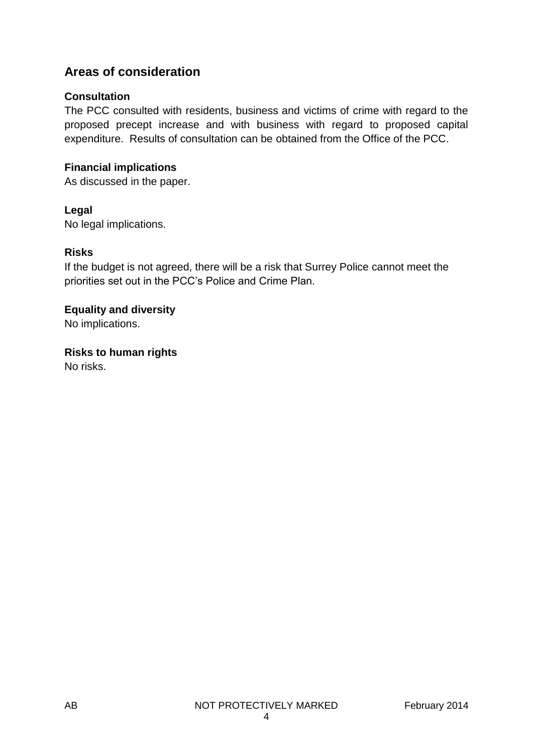## Areas of consideration

### Consultation

The PCC consulted with residents, business and victims of crime with regard to the proposed precept increase and with business with regard to proposed capital expenditure. Results of consultation can be obtained from the Office of the PCC.

### Financial implications

As discussed in the paper.

### Legal

No legal implications.

### Risks

If the budget is not agreed, there will be a risk that Surrey Police cannot meet the priorities set out in the PCC's Police and Crime Plan.

### Equality and diversity

No implications.

### Risks to human rights

No risks.